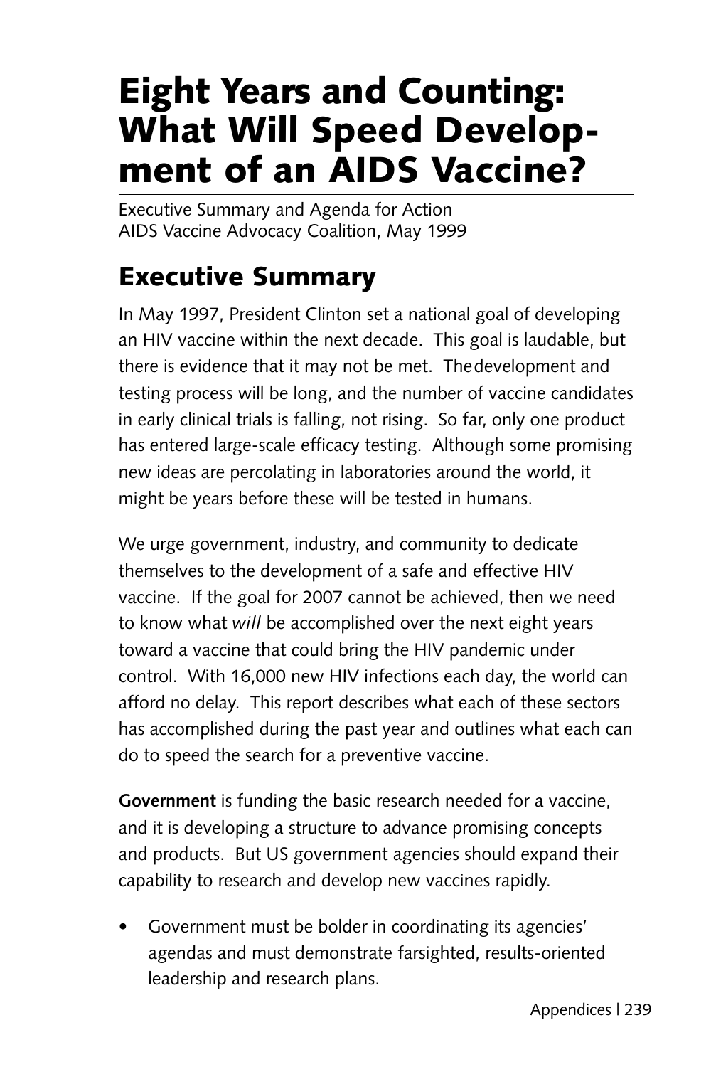# Eight Years and Counting: What Will Speed Development of an AIDS Vaccine?

Executive Summary and Agenda for Action
AIDS Vaccine Advocacy Coalition, May 1999

## Executive Summary

In May 1997, President Clinton set a national goal of developing an HIV vaccine within the next decade. This goal is laudable, but there is evidence that it may not be met. The development and testing process will be long, and the number of vaccine candidates in early clinical trials is falling, not rising. So far, only one product has entered large-scale efficacy testing. Although some promising new ideas are percolating in laboratories around the world, it might be years before these will be tested in humans.

We urge government, industry, and community to dedicate themselves to the development of a safe and effective HIV vaccine. If the goal for 2007 cannot be achieved, then we need to know what *will* be accomplished over the next eight years toward a vaccine that could bring the HIV pandemic under control. With 16,000 new HIV infections each day, the world can afford no delay. This report describes what each of these sectors has accomplished during the past year and outlines what each can do to speed the search for a preventive vaccine.

**Government** is funding the basic research needed for a vaccine, and it is developing a structure to advance promising concepts and products. But US government agencies should expand their capability to research and develop new vaccines rapidly.

- Government must be bolder in coordinating its agencies' agendas and must demonstrate farsighted, results-oriented leadership and research plans.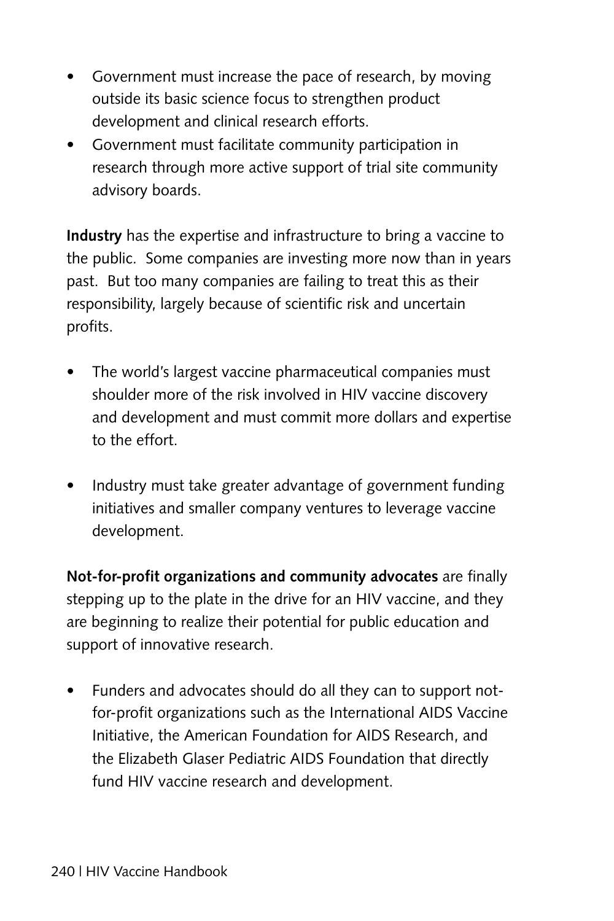- Government must increase the pace of research, by moving outside its basic science focus to strengthen product development and clinical research efforts.
- Government must facilitate community participation in research through more active support of trial site community advisory boards.

**Industry** has the expertise and infrastructure to bring a vaccine to the public. Some companies are investing more now than in years past. But too many companies are failing to treat this as their responsibility, largely because of scientific risk and uncertain profits.

- The world's largest vaccine pharmaceutical companies must shoulder more of the risk involved in HIV vaccine discovery and development and must commit more dollars and expertise to the effort.

- Industry must take greater advantage of government funding initiatives and smaller company ventures to leverage vaccine development.

**Not-for-profit organizations and community advocates** are finally stepping up to the plate in the drive for an HIV vaccine, and they are beginning to realize their potential for public education and support of innovative research.

- Funders and advocates should do all they can to support not-for-profit organizations such as the International AIDS Vaccine Initiative, the American Foundation for AIDS Research, and the Elizabeth Glaser Pediatric AIDS Foundation that directly fund HIV vaccine research and development.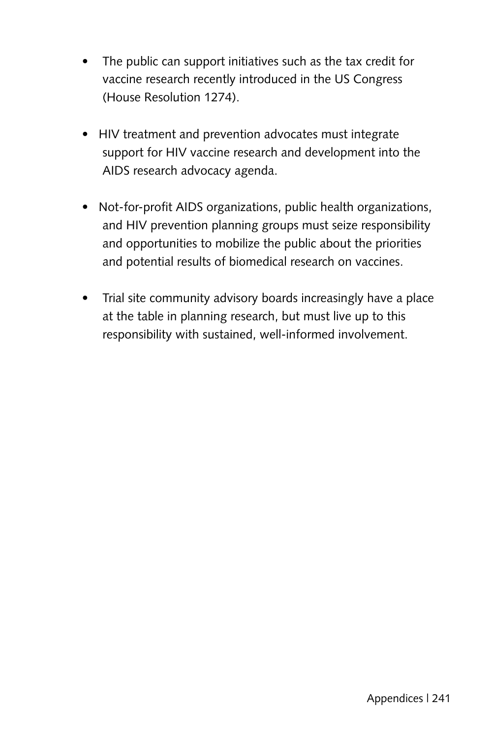- The public can support initiatives such as the tax credit for vaccine research recently introduced in the US Congress (House Resolution 1274).

- HIV treatment and prevention advocates must integrate support for HIV vaccine research and development into the AIDS research advocacy agenda.

- Not-for-profit AIDS organizations, public health organizations, and HIV prevention planning groups must seize responsibility and opportunities to mobilize the public about the priorities and potential results of biomedical research on vaccines.

- Trial site community advisory boards increasingly have a place at the table in planning research, but must live up to this responsibility with sustained, well-informed involvement.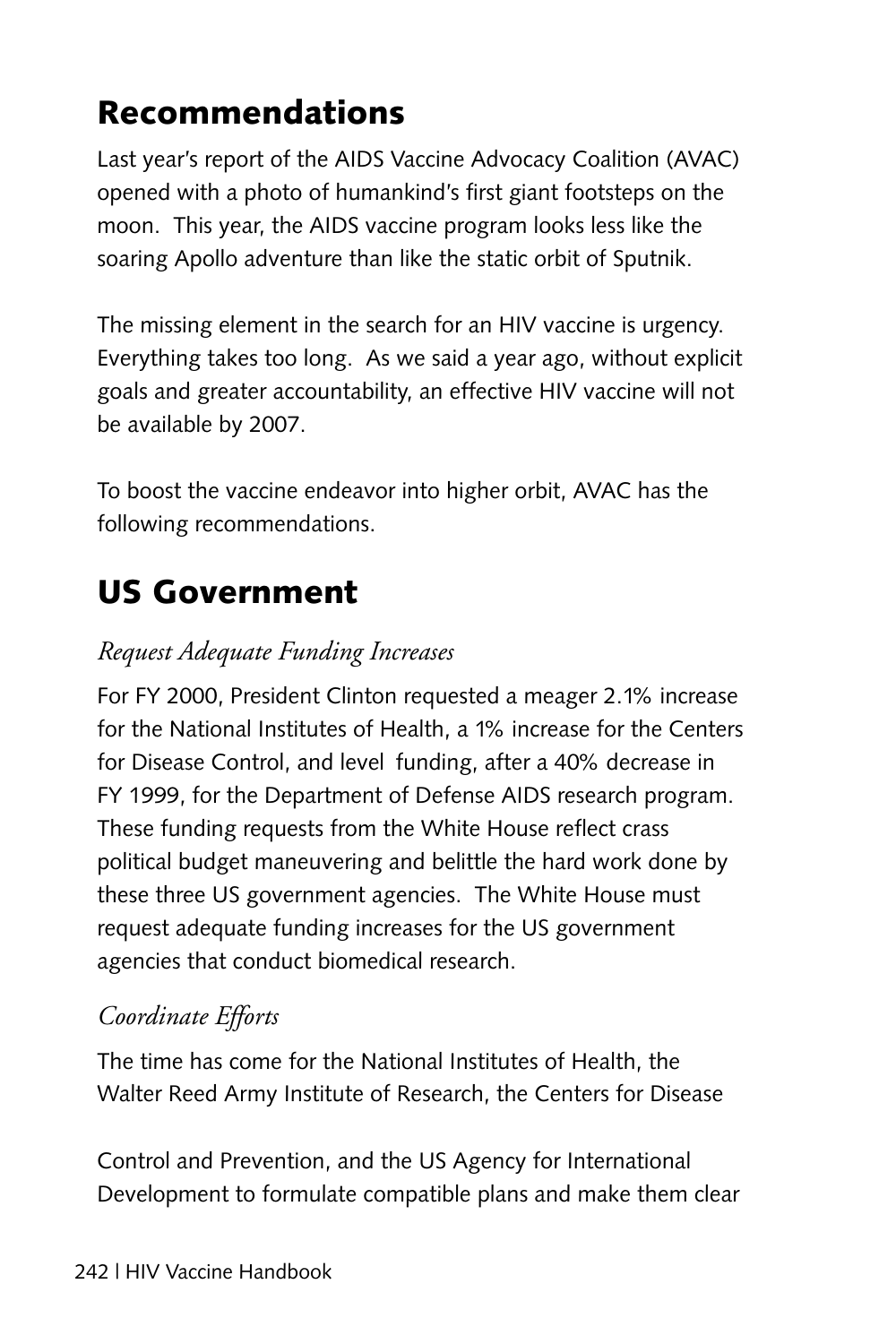# Recommendations

Last year's report of the AIDS Vaccine Advocacy Coalition (AVAC) opened with a photo of humankind's first giant footsteps on the moon. This year, the AIDS vaccine program looks less like the soaring Apollo adventure than like the static orbit of Sputnik.

The missing element in the search for an HIV vaccine is urgency. Everything takes too long. As we said a year ago, without explicit goals and greater accountability, an effective HIV vaccine will not be available by 2007.

To boost the vaccine endeavor into higher orbit, AVAC has the following recommendations.

# US Government

### *Request Adequate Funding Increases*

For FY 2000, President Clinton requested a meager 2.1% increase for the National Institutes of Health, a 1% increase for the Centers for Disease Control, and level funding, after a 40% decrease in FY 1999, for the Department of Defense AIDS research program. These funding requests from the White House reflect crass political budget maneuvering and belittle the hard work done by these three US government agencies. The White House must request adequate funding increases for the US government agencies that conduct biomedical research.

### *Coordinate Efforts*

The time has come for the National Institutes of Health, the Walter Reed Army Institute of Research, the Centers for Disease Control and Prevention, and the US Agency for International Development to formulate compatible plans and make them clear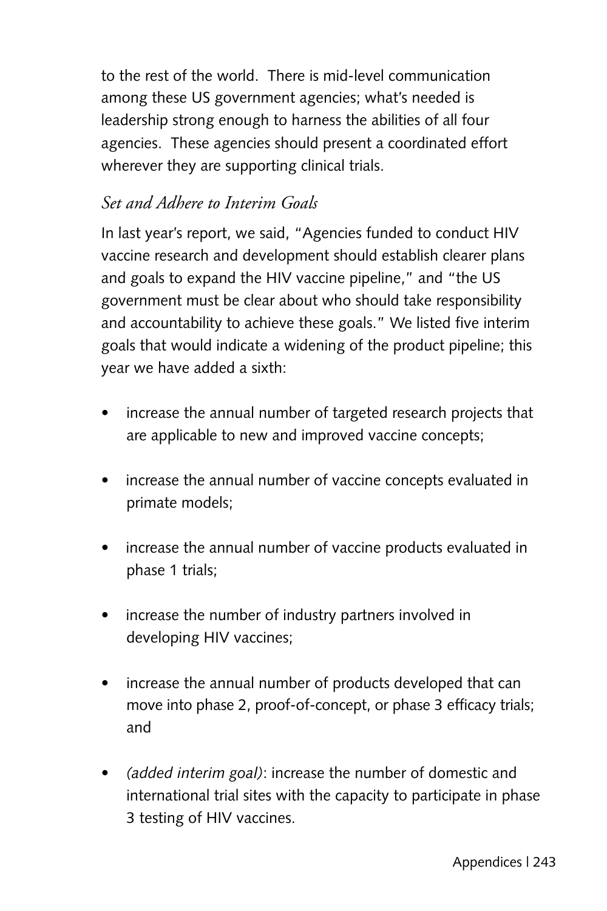to the rest of the world. There is mid-level communication among these US government agencies; what's needed is leadership strong enough to harness the abilities of all four agencies. These agencies should present a coordinated effort wherever they are supporting clinical trials.

### *Set and Adhere to Interim Goals*

In last year's report, we said, "Agencies funded to conduct HIV vaccine research and development should establish clearer plans and goals to expand the HIV vaccine pipeline," and "the US government must be clear about who should take responsibility and accountability to achieve these goals." We listed five interim goals that would indicate a widening of the product pipeline; this year we have added a sixth:

- increase the annual number of targeted research projects that are applicable to new and improved vaccine concepts;
- increase the annual number of vaccine concepts evaluated in primate models;
- increase the annual number of vaccine products evaluated in phase 1 trials;
- increase the number of industry partners involved in developing HIV vaccines;
- increase the annual number of products developed that can move into phase 2, proof-of-concept, or phase 3 efficacy trials; and
- *(added interim goal)*: increase the number of domestic and international trial sites with the capacity to participate in phase 3 testing of HIV vaccines.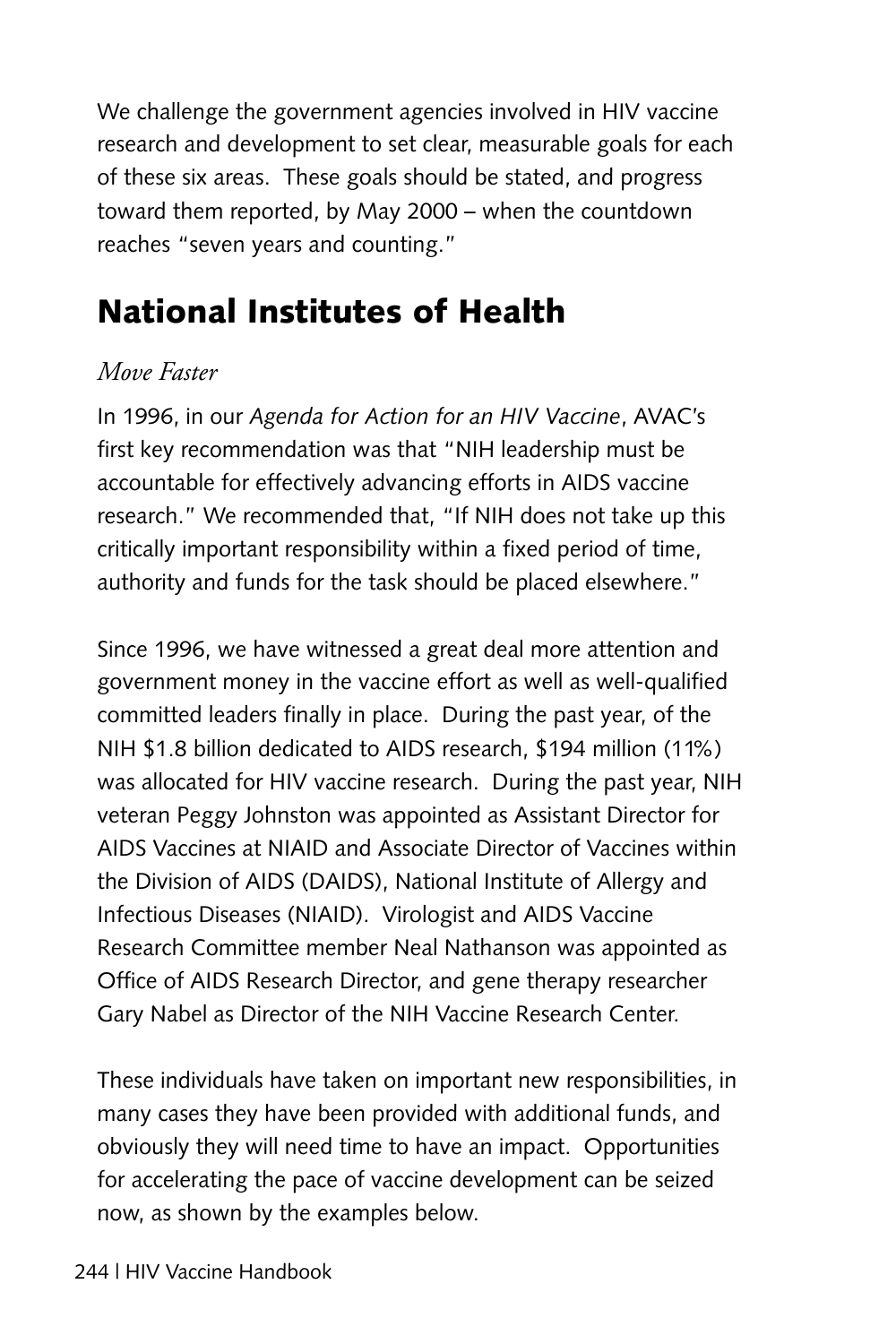We challenge the government agencies involved in HIV vaccine research and development to set clear, measurable goals for each of these six areas. These goals should be stated, and progress toward them reported, by May 2000 – when the countdown reaches "seven years and counting."

## National Institutes of Health

*Move Faster*

In 1996, in our *Agenda for Action for an HIV Vaccine*, AVAC's first key recommendation was that "NIH leadership must be accountable for effectively advancing efforts in AIDS vaccine research." We recommended that, "If NIH does not take up this critically important responsibility within a fixed period of time, authority and funds for the task should be placed elsewhere."

Since 1996, we have witnessed a great deal more attention and government money in the vaccine effort as well as well-qualified committed leaders finally in place. During the past year, of the NIH $1.8 billion dedicated to AIDS research, $194 million (11%) was allocated for HIV vaccine research. During the past year, NIH veteran Peggy Johnston was appointed as Assistant Director for AIDS Vaccines at NIAID and Associate Director of Vaccines within the Division of AIDS (DAIDS), National Institute of Allergy and Infectious Diseases (NIAID). Virologist and AIDS Vaccine Research Committee member Neal Nathanson was appointed as Office of AIDS Research Director, and gene therapy researcher Gary Nabel as Director of the NIH Vaccine Research Center.

These individuals have taken on important new responsibilities, in many cases they have been provided with additional funds, and obviously they will need time to have an impact. Opportunities for accelerating the pace of vaccine development can be seized now, as shown by the examples below.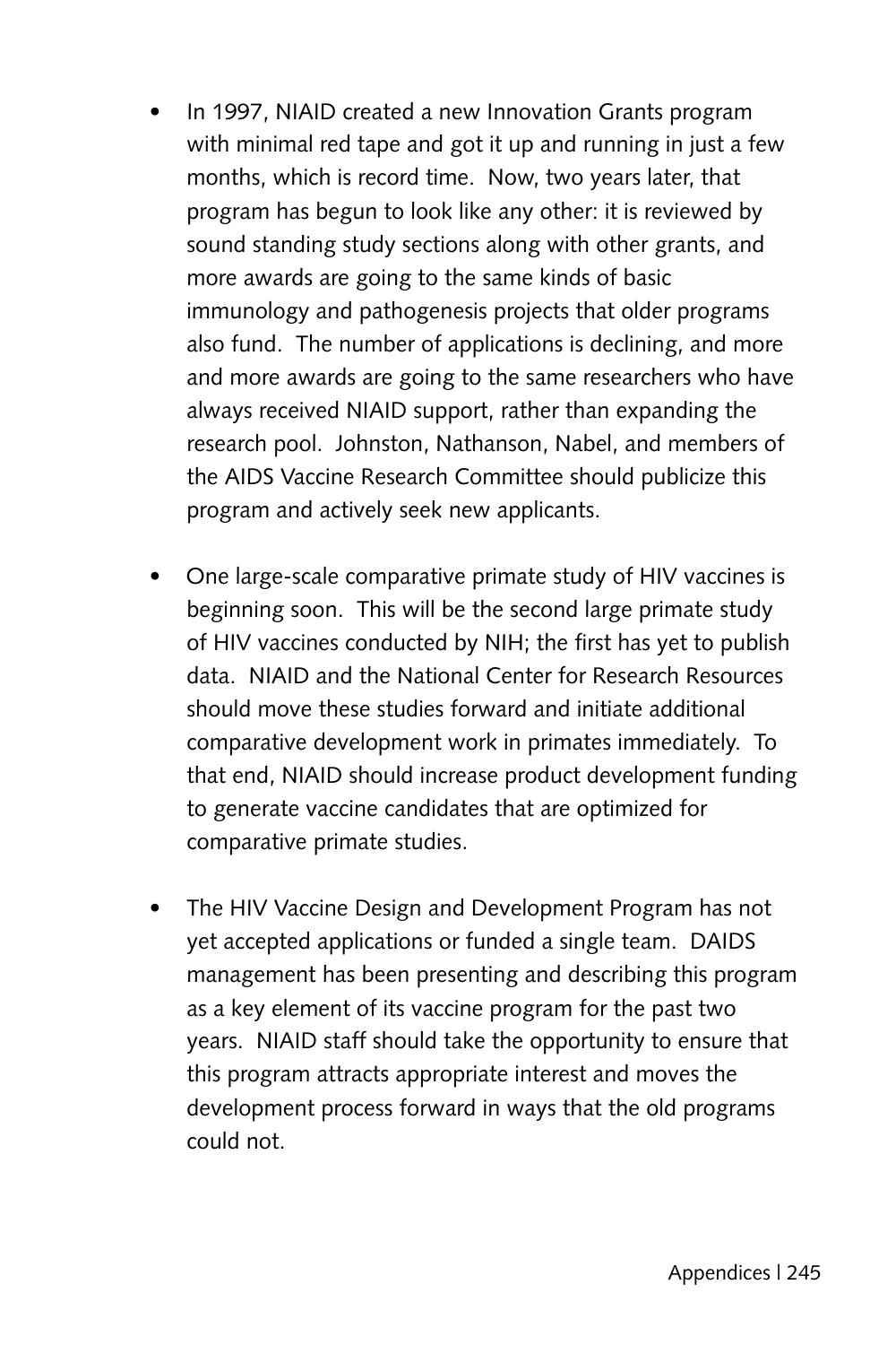- In 1997, NIAID created a new Innovation Grants program with minimal red tape and got it up and running in just a few months, which is record time. Now, two years later, that program has begun to look like any other: it is reviewed by sound standing study sections along with other grants, and more awards are going to the same kinds of basic immunology and pathogenesis projects that older programs also fund. The number of applications is declining, and more and more awards are going to the same researchers who have always received NIAID support, rather than expanding the research pool. Johnston, Nathanson, Nabel, and members of the AIDS Vaccine Research Committee should publicize this program and actively seek new applicants.

- One large-scale comparative primate study of HIV vaccines is beginning soon. This will be the second large primate study of HIV vaccines conducted by NIH; the first has yet to publish data. NIAID and the National Center for Research Resources should move these studies forward and initiate additional comparative development work in primates immediately. To that end, NIAID should increase product development funding to generate vaccine candidates that are optimized for comparative primate studies.

- The HIV Vaccine Design and Development Program has not yet accepted applications or funded a single team. DAIDS management has been presenting and describing this program as a key element of its vaccine program for the past two years. NIAID staff should take the opportunity to ensure that this program attracts appropriate interest and moves the development process forward in ways that the old programs could not.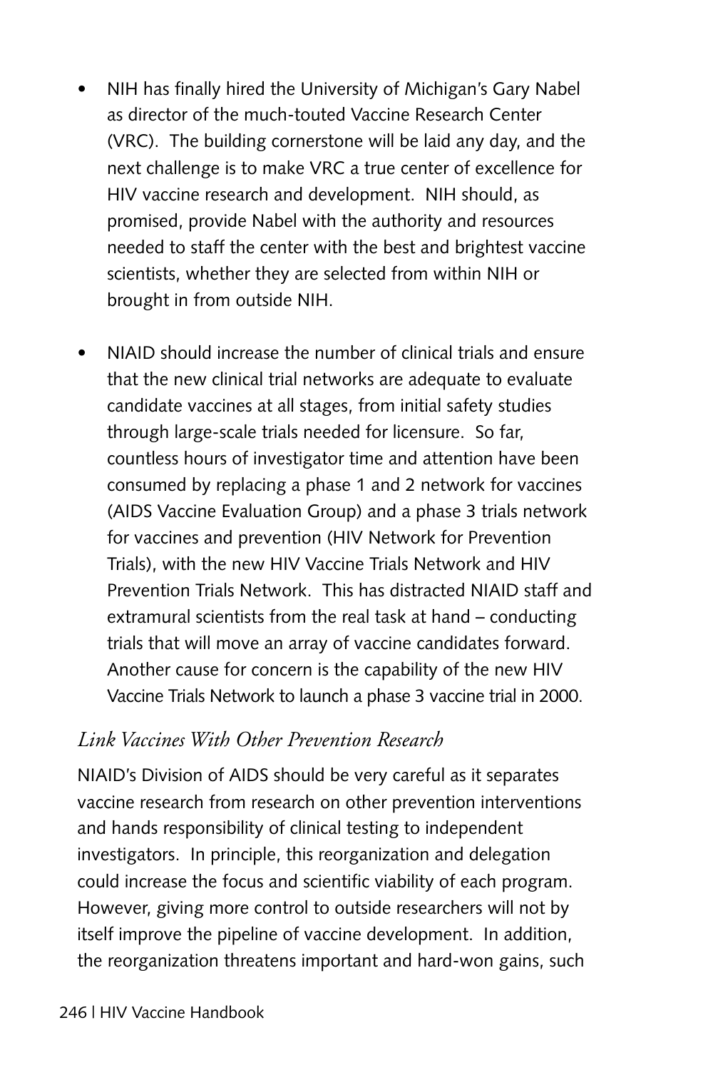- NIH has finally hired the University of Michigan's Gary Nabel as director of the much-touted Vaccine Research Center (VRC). The building cornerstone will be laid any day, and the next challenge is to make VRC a true center of excellence for HIV vaccine research and development. NIH should, as promised, provide Nabel with the authority and resources needed to staff the center with the best and brightest vaccine scientists, whether they are selected from within NIH or brought in from outside NIH.

- NIAID should increase the number of clinical trials and ensure that the new clinical trial networks are adequate to evaluate candidate vaccines at all stages, from initial safety studies through large-scale trials needed for licensure. So far, countless hours of investigator time and attention have been consumed by replacing a phase 1 and 2 network for vaccines (AIDS Vaccine Evaluation Group) and a phase 3 trials network for vaccines and prevention (HIV Network for Prevention Trials), with the new HIV Vaccine Trials Network and HIV Prevention Trials Network. This has distracted NIAID staff and extramural scientists from the real task at hand – conducting trials that will move an array of vaccine candidates forward. Another cause for concern is the capability of the new HIV Vaccine Trials Network to launch a phase 3 vaccine trial in 2000.

### *Link Vaccines With Other Prevention Research*

NIAID's Division of AIDS should be very careful as it separates vaccine research from research on other prevention interventions and hands responsibility of clinical testing to independent investigators. In principle, this reorganization and delegation could increase the focus and scientific viability of each program. However, giving more control to outside researchers will not by itself improve the pipeline of vaccine development. In addition, the reorganization threatens important and hard-won gains, such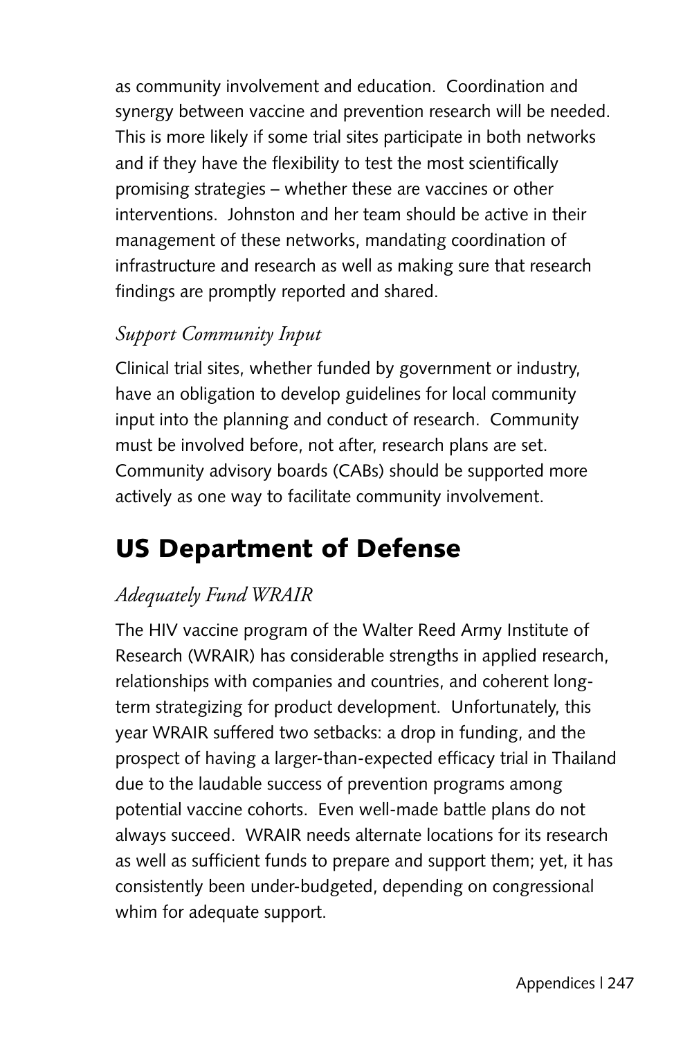as community involvement and education. Coordination and synergy between vaccine and prevention research will be needed. This is more likely if some trial sites participate in both networks and if they have the flexibility to test the most scientifically promising strategies – whether these are vaccines or other interventions. Johnston and her team should be active in their management of these networks, mandating coordination of infrastructure and research as well as making sure that research findings are promptly reported and shared.

### *Support Community Input*

Clinical trial sites, whether funded by government or industry, have an obligation to develop guidelines for local community input into the planning and conduct of research. Community must be involved before, not after, research plans are set. Community advisory boards (CABs) should be supported more actively as one way to facilitate community involvement.

## US Department of Defense

### *Adequately Fund WRAIR*

The HIV vaccine program of the Walter Reed Army Institute of Research (WRAIR) has considerable strengths in applied research, relationships with companies and countries, and coherent long-term strategizing for product development. Unfortunately, this year WRAIR suffered two setbacks: a drop in funding, and the prospect of having a larger-than-expected efficacy trial in Thailand due to the laudable success of prevention programs among potential vaccine cohorts. Even well-made battle plans do not always succeed. WRAIR needs alternate locations for its research as well as sufficient funds to prepare and support them; yet, it has consistently been under-budgeted, depending on congressional whim for adequate support.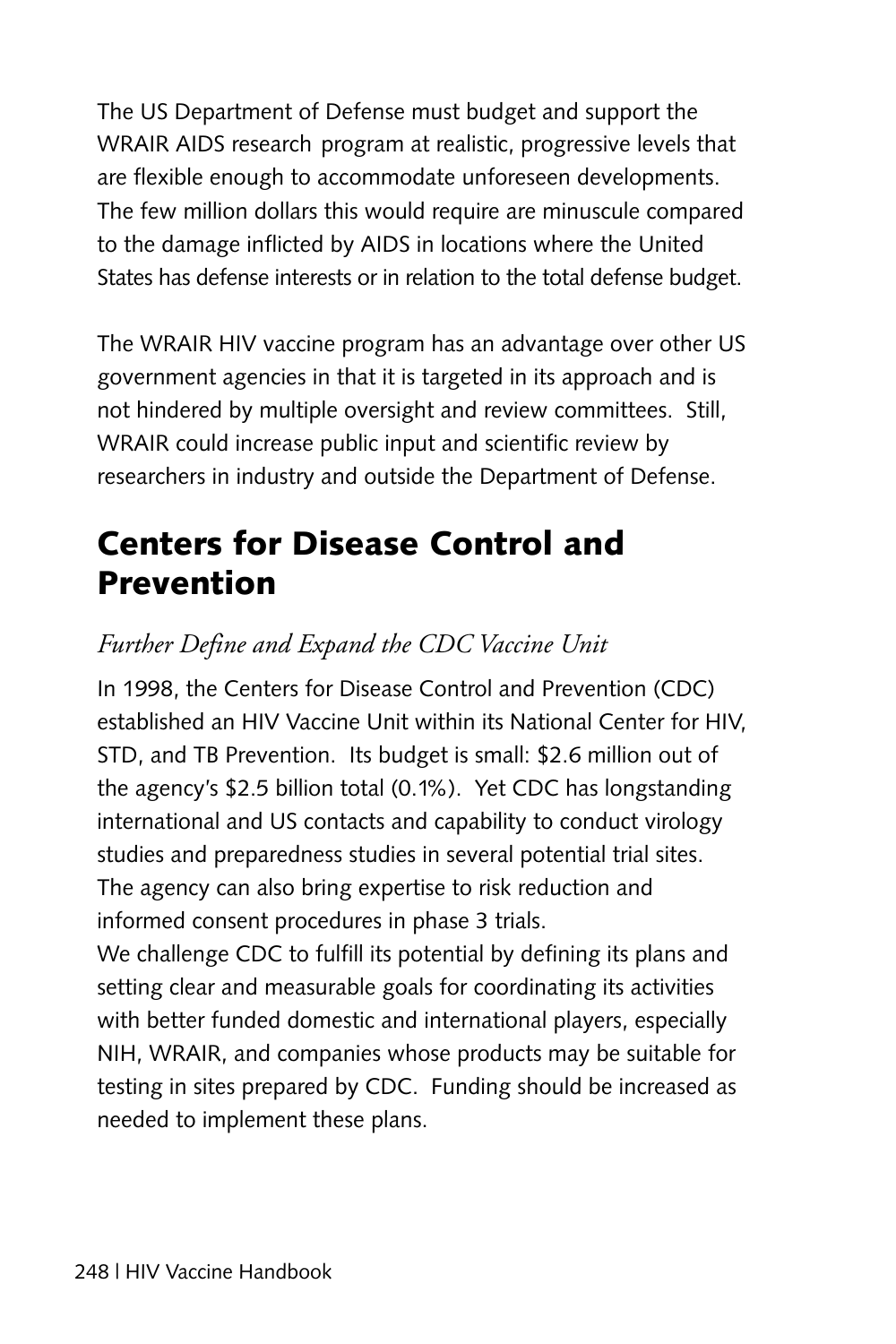The US Department of Defense must budget and support the WRAIR AIDS research program at realistic, progressive levels that are flexible enough to accommodate unforeseen developments. The few million dollars this would require are minuscule compared to the damage inflicted by AIDS in locations where the United States has defense interests or in relation to the total defense budget.

The WRAIR HIV vaccine program has an advantage over other US government agencies in that it is targeted in its approach and is not hindered by multiple oversight and review committees. Still, WRAIR could increase public input and scientific review by researchers in industry and outside the Department of Defense.

## Centers for Disease Control and Prevention

### *Further Define and Expand the CDC Vaccine Unit*

In 1998, the Centers for Disease Control and Prevention (CDC) established an HIV Vaccine Unit within its National Center for HIV, STD, and TB Prevention. Its budget is small: $2.6 million out of the agency's $2.5 billion total (0.1%). Yet CDC has longstanding international and US contacts and capability to conduct virology studies and preparedness studies in several potential trial sites. The agency can also bring expertise to risk reduction and informed consent procedures in phase 3 trials.

We challenge CDC to fulfill its potential by defining its plans and setting clear and measurable goals for coordinating its activities with better funded domestic and international players, especially NIH, WRAIR, and companies whose products may be suitable for testing in sites prepared by CDC. Funding should be increased as needed to implement these plans.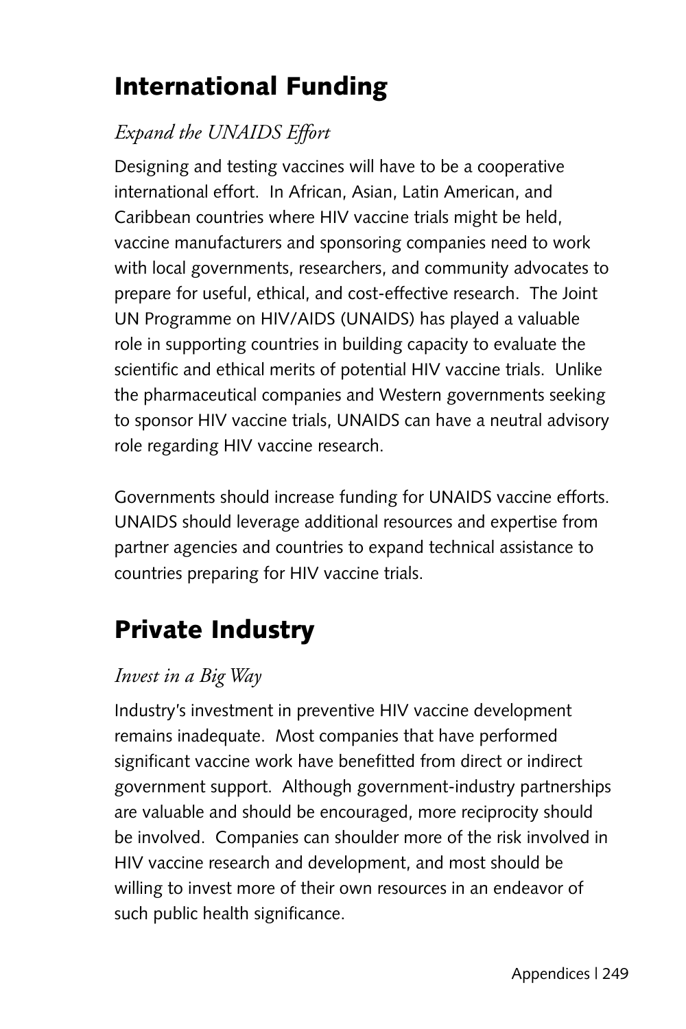## International Funding

### *Expand the UNAIDS Effort*

Designing and testing vaccines will have to be a cooperative international effort. In African, Asian, Latin American, and Caribbean countries where HIV vaccine trials might be held, vaccine manufacturers and sponsoring companies need to work with local governments, researchers, and community advocates to prepare for useful, ethical, and cost-effective research. The Joint UN Programme on HIV/AIDS (UNAIDS) has played a valuable role in supporting countries in building capacity to evaluate the scientific and ethical merits of potential HIV vaccine trials. Unlike the pharmaceutical companies and Western governments seeking to sponsor HIV vaccine trials, UNAIDS can have a neutral advisory role regarding HIV vaccine research.

Governments should increase funding for UNAIDS vaccine efforts. UNAIDS should leverage additional resources and expertise from partner agencies and countries to expand technical assistance to countries preparing for HIV vaccine trials.

## Private Industry

### *Invest in a Big Way*

Industry's investment in preventive HIV vaccine development remains inadequate. Most companies that have performed significant vaccine work have benefitted from direct or indirect government support. Although government-industry partnerships are valuable and should be encouraged, more reciprocity should be involved. Companies can shoulder more of the risk involved in HIV vaccine research and development, and most should be willing to invest more of their own resources in an endeavor of such public health significance.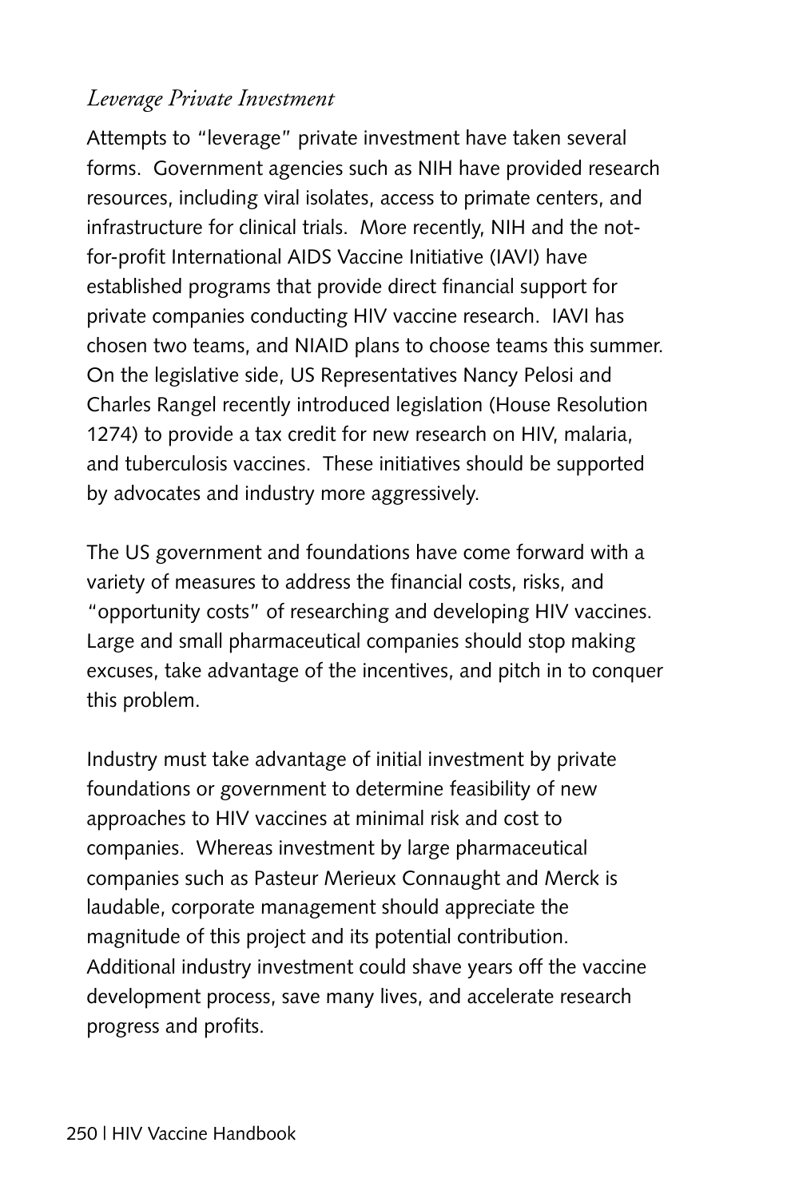### *Leverage Private Investment*

Attempts to "leverage" private investment have taken several forms. Government agencies such as NIH have provided research resources, including viral isolates, access to primate centers, and infrastructure for clinical trials. More recently, NIH and the not-for-profit International AIDS Vaccine Initiative (IAVI) have established programs that provide direct financial support for private companies conducting HIV vaccine research. IAVI has chosen two teams, and NIAID plans to choose teams this summer. On the legislative side, US Representatives Nancy Pelosi and Charles Rangel recently introduced legislation (House Resolution 1274) to provide a tax credit for new research on HIV, malaria, and tuberculosis vaccines. These initiatives should be supported by advocates and industry more aggressively.

The US government and foundations have come forward with a variety of measures to address the financial costs, risks, and "opportunity costs" of researching and developing HIV vaccines. Large and small pharmaceutical companies should stop making excuses, take advantage of the incentives, and pitch in to conquer this problem.

Industry must take advantage of initial investment by private foundations or government to determine feasibility of new approaches to HIV vaccines at minimal risk and cost to companies. Whereas investment by large pharmaceutical companies such as Pasteur Merieux Connaught and Merck is laudable, corporate management should appreciate the magnitude of this project and its potential contribution. Additional industry investment could shave years off the vaccine development process, save many lives, and accelerate research progress and profits.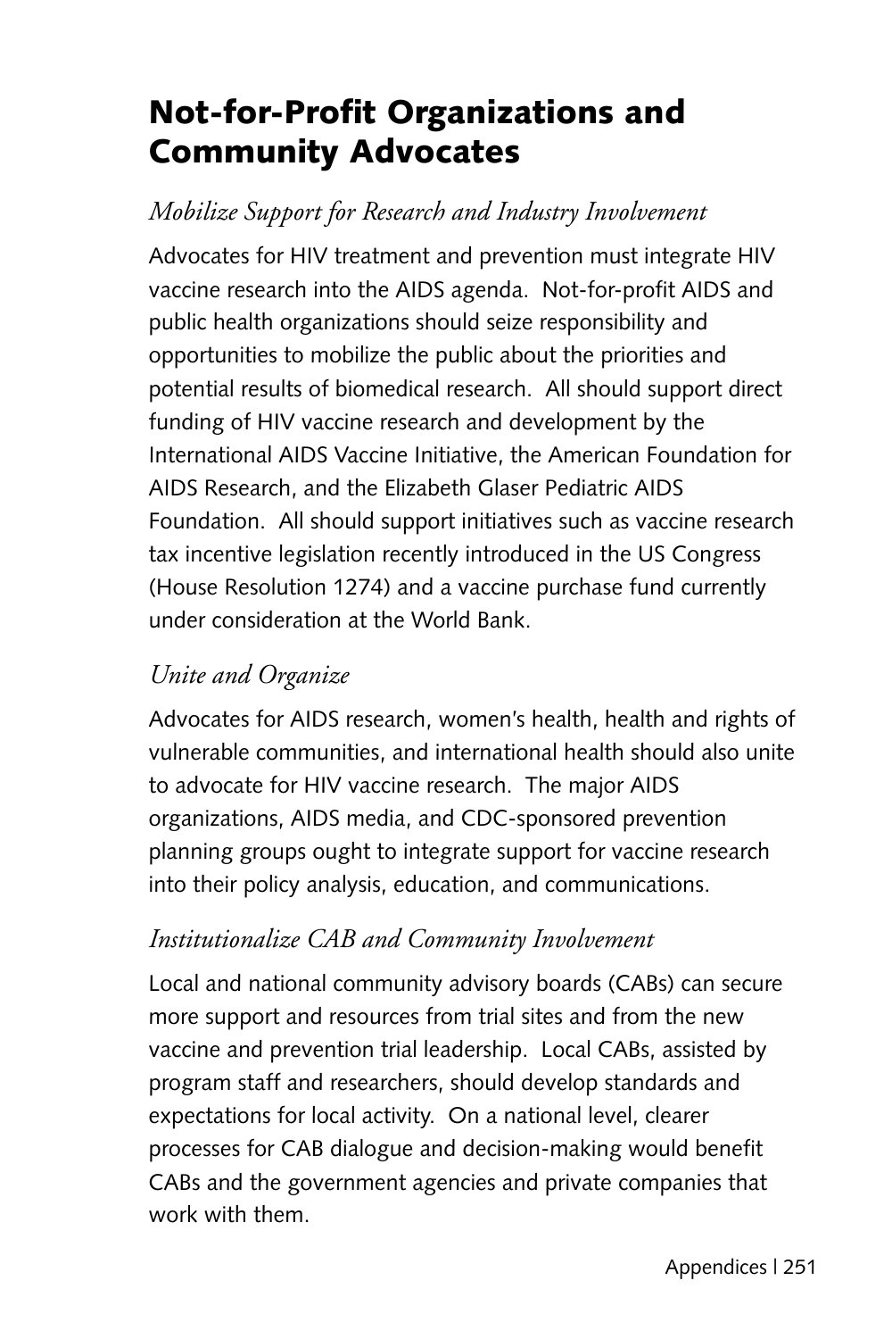## Not-for-Profit Organizations and Community Advocates

### *Mobilize Support for Research and Industry Involvement*

Advocates for HIV treatment and prevention must integrate HIV vaccine research into the AIDS agenda. Not-for-profit AIDS and public health organizations should seize responsibility and opportunities to mobilize the public about the priorities and potential results of biomedical research. All should support direct funding of HIV vaccine research and development by the International AIDS Vaccine Initiative, the American Foundation for AIDS Research, and the Elizabeth Glaser Pediatric AIDS Foundation. All should support initiatives such as vaccine research tax incentive legislation recently introduced in the US Congress (House Resolution 1274) and a vaccine purchase fund currently under consideration at the World Bank.

### *Unite and Organize*

Advocates for AIDS research, women's health, health and rights of vulnerable communities, and international health should also unite to advocate for HIV vaccine research. The major AIDS organizations, AIDS media, and CDC-sponsored prevention planning groups ought to integrate support for vaccine research into their policy analysis, education, and communications.

### *Institutionalize CAB and Community Involvement*

Local and national community advisory boards (CABs) can secure more support and resources from trial sites and from the new vaccine and prevention trial leadership. Local CABs, assisted by program staff and researchers, should develop standards and expectations for local activity. On a national level, clearer processes for CAB dialogue and decision-making would benefit CABs and the government agencies and private companies that work with them.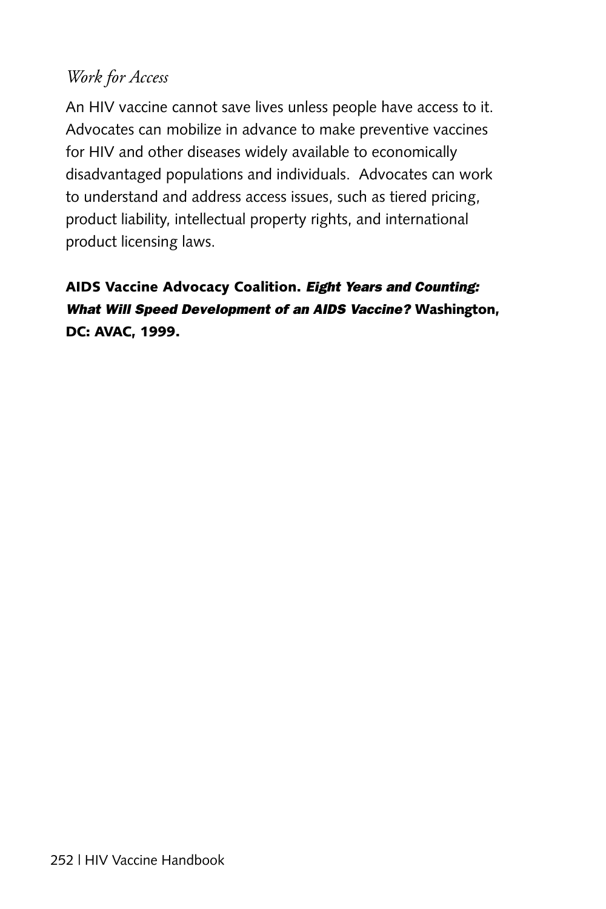*Work for Access*

An HIV vaccine cannot save lives unless people have access to it. Advocates can mobilize in advance to make preventive vaccines for HIV and other diseases widely available to economically disadvantaged populations and individuals. Advocates can work to understand and address access issues, such as tiered pricing, product liability, intellectual property rights, and international product licensing laws.

**AIDS Vaccine Advocacy Coalition. *Eight Years and Counting: What Will Speed Development of an AIDS Vaccine?* Washington, DC: AVAC, 1999.**